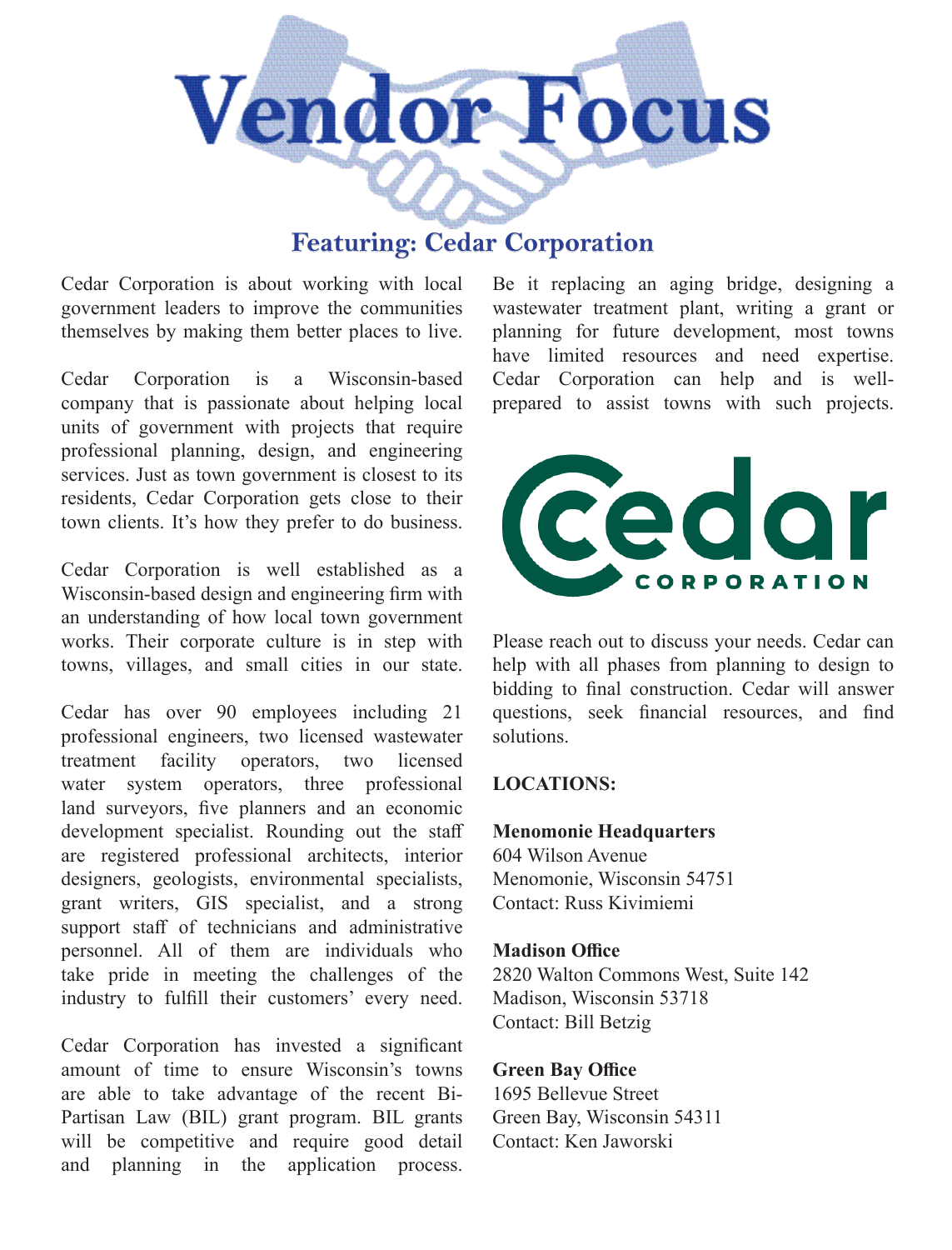# Vendor Focus

## Featuring: Cedar Corporation

Cedar Corporation is about working with local government leaders to improve the communities themselves by making them better places to live.

Cedar Corporation is a Wisconsin-based company that is passionate about helping local units of government with projects that require professional planning, design, and engineering services. Just as town government is closest to its residents, Cedar Corporation gets close to their town clients. It's how they prefer to do business.

Cedar Corporation is well established as a Wisconsin-based design and engineering firm with an understanding of how local town government works. Their corporate culture is in step with towns, villages, and small cities in our state.

Cedar has over 90 employees including 21 professional engineers, two licensed wastewater treatment facility operators, two licensed water system operators, three professional land surveyors, five planners and an economic development specialist. Rounding out the staff are registered professional architects, interior designers, geologists, environmental specialists, grant writers, GIS specialist, and a strong support staff of technicians and administrative personnel. All of them are individuals who take pride in meeting the challenges of the industry to fulfill their customers' every need.

Cedar Corporation has invested a significant amount of time to ensure Wisconsin's towns are able to take advantage of the recent Bi-Partisan Law (BIL) grant program. BIL grants will be competitive and require good detail and planning in the application process. Be it replacing an aging bridge, designing a wastewater treatment plant, writing a grant or planning for future development, most towns have limited resources and need expertise. Cedar Corporation can help and is well-prepared to assist towns with such projects.

Cedar CORPORATION

Please reach out to discuss your needs. Cedar can help with all phases from planning to design to bidding to final construction. Cedar will answer questions, seek financial resources, and find solutions.

**LOCATIONS:**

**Menomonie Headquarters**
604 Wilson Avenue
Menomonie, Wisconsin 54751
Contact: Russ Kivimiemi

**Madison Office**
2820 Walton Commons West, Suite 142
Madison, Wisconsin 53718
Contact: Bill Betzig

**Green Bay Office**
1695 Bellevue Street
Green Bay, Wisconsin 54311
Contact: Ken Jaworski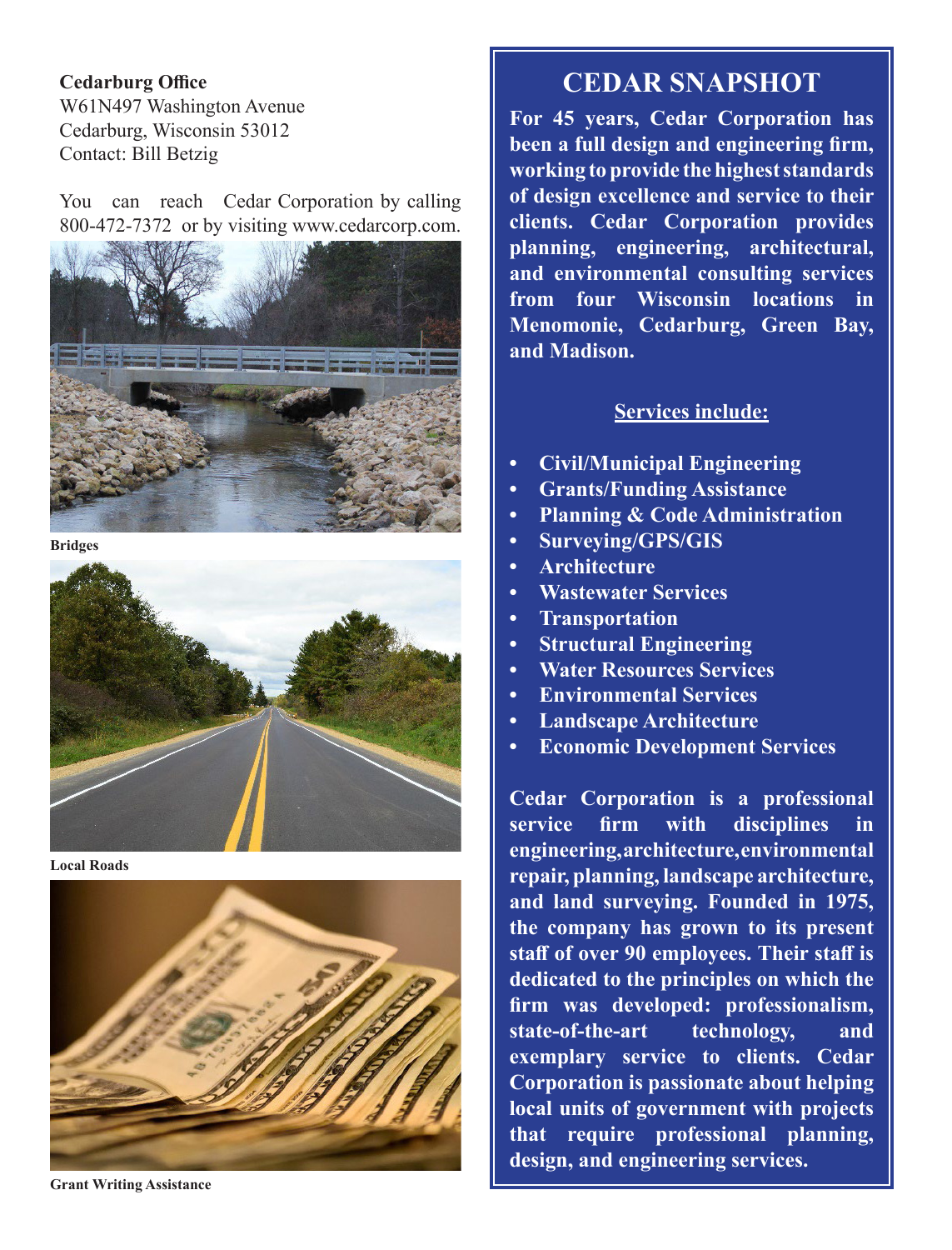**Cedarburg Office**
W61N497 Washington Avenue
Cedarburg, Wisconsin 53012
Contact: Bill Betzig

You can reach Cedar Corporation by calling 800-472-7372 or by visiting www.cedarcorp.com.

Bridges

Local Roads

Grant Writing Assistance

## CEDAR SNAPSHOT

**For 45 years, Cedar Corporation has been a full design and engineering firm, working to provide the highest standards of design excellence and service to their clients. Cedar Corporation provides planning, engineering, architectural, and environmental consulting services from four Wisconsin locations in Menomonie, Cedarburg, Green Bay, and Madison.**

**Services include:**

- **Civil/Municipal Engineering**
- **Grants/Funding Assistance**
- **Planning & Code Administration**
- **Surveying/GPS/GIS**
- **Architecture**
- **Wastewater Services**
- **Transportation**
- **Structural Engineering**
- **Water Resources Services**
- **Environmental Services**
- **Landscape Architecture**
- **Economic Development Services**

**Cedar Corporation is a professional service firm with disciplines in engineering, architecture, environmental repair, planning, landscape architecture, and land surveying. Founded in 1975, the company has grown to its present staff of over 90 employees. Their staff is dedicated to the principles on which the firm was developed: professionalism, state-of-the-art technology, and exemplary service to clients. Cedar Corporation is passionate about helping local units of government with projects that require professional planning, design, and engineering services.**